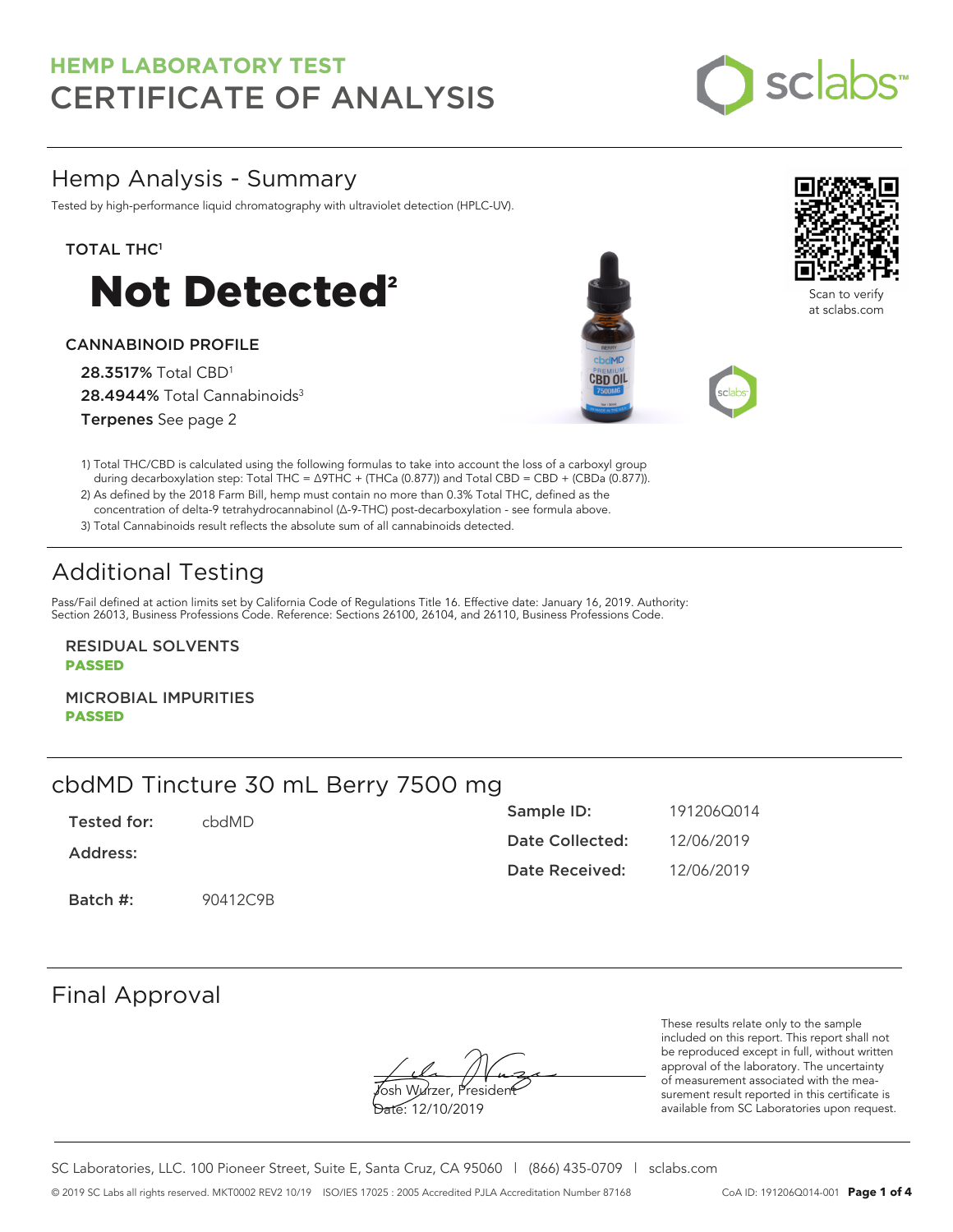# HEMP LABORATORY TEST
# CERTIFICATE OF ANALYSIS

## Hemp Analysis - Summary

Tested by high-performance liquid chromatography with ultraviolet detection (HPLC-UV).

**TOTAL THC**[1]

# Not Detected[2]

**CANNABINOID PROFILE**

**28.3517%** Total CBD[1]

**28.4944%** Total Cannabinoids[3]

**Terpenes** See page 2

Scan to verify at sclabs.com

1) Total THC/CBD is calculated using the following formulas to take into account the loss of a carboxyl group during decarboxylation step: Total THC = Δ9THC + (THCa (0.877)) and Total CBD = CBD + (CBDa (0.877)).
2) As defined by the 2018 Farm Bill, hemp must contain no more than 0.3% Total THC, defined as the concentration of delta-9 tetrahydrocannabinol (Δ-9-THC) post-decarboxylation - see formula above.
3) Total Cannabinoids result reflects the absolute sum of all cannabinoids detected.

## Additional Testing

Pass/Fail defined at action limits set by California Code of Regulations Title 16. Effective date: January 16, 2019. Authority: Section 26013, Business Professions Code. Reference: Sections 26100, 26104, and 26110, Business Professions Code.

**RESIDUAL SOLVENTS**
**PASSED**

**MICROBIAL IMPURITIES**
**PASSED**

## cbdMD Tincture 30 mL Berry 7500 mg

| | | | |
|---|---|---|---|
| **Tested for:** | cbdMD | **Sample ID:** | 191206Q014 |
| **Address:** | | **Date Collected:** | 12/06/2019 |
| | | **Date Received:** | 12/06/2019 |
| **Batch #:** | 90412C9B | | |

## Final Approval

Josh Wurzer, President
Date: 12/10/2019

These results relate only to the sample included on this report. This report shall not be reproduced except in full, without written approval of the laboratory. The uncertainty of measurement associated with the measurement result reported in this certificate is available from SC Laboratories upon request.

SC Laboratories, LLC. 100 Pioneer Street, Suite E, Santa Cruz, CA 95060 | (866) 435-0709 | sclabs.com

© 2019 SC Labs all rights reserved. MKT0002 REV2 10/19 ISO/IES 17025 : 2005 Accredited PJLA Accreditation Number 87168 CoA ID: 191206Q014-001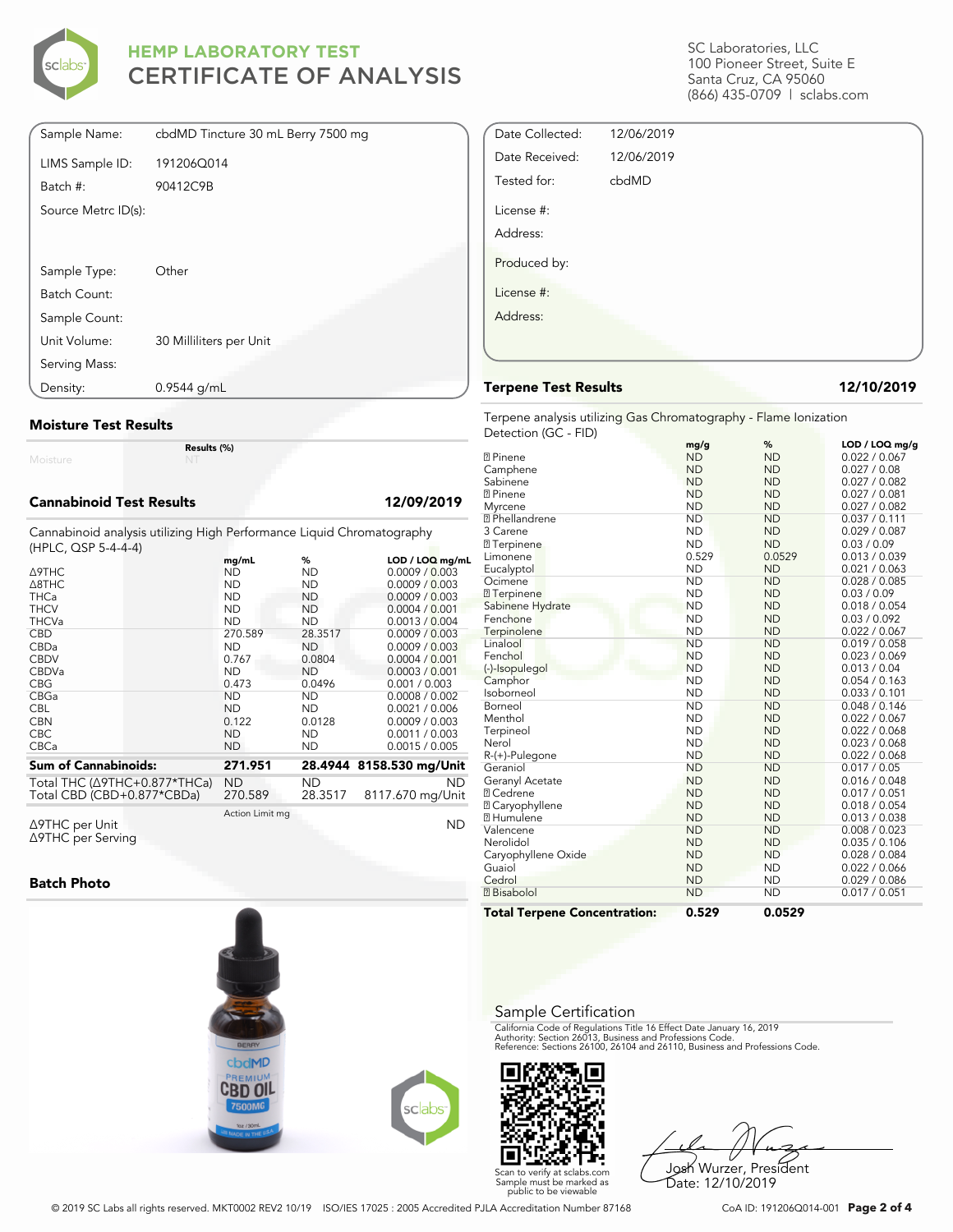# HEMP LABORATORY TEST
# CERTIFICATE OF ANALYSIS

SC Laboratories, LLC
100 Pioneer Street, Suite E
Santa Cruz, CA 95060
(866) 435-0709 | sclabs.com

| | |
|---|---|
| Sample Name: | cbdMD Tincture 30 mL Berry 7500 mg |
| LIMS Sample ID: | 191206Q014 |
| Batch #: | 90412C9B |
| Source Metrc ID(s): | |
| Sample Type: | Other |
| Batch Count: | |
| Sample Count: | |
| Unit Volume: | 30 Milliliters per Unit |
| Serving Mass: | |
| Density: | 0.9544 g/mL |

| | |
|---|---|
| Date Collected: | 12/06/2019 |
| Date Received: | 12/06/2019 |
| Tested for: | cbdMD |
| License #: | |
| Address: | |
| Produced by: | |
| License #: | |
| Address: | |

## Moisture Test Results

| | Results (%) |
|---|---|
| Moisture | NT |

## Cannabinoid Test Results — 12/09/2019

Cannabinoid analysis utilizing High Performance Liquid Chromatography (HPLC, QSP 5-4-4-4)

| | mg/mL | % | LOD / LOQ mg/mL |
|---|---|---|---|
| Δ9THC | ND | ND | 0.0009 / 0.003 |
| Δ8THC | ND | ND | 0.0009 / 0.003 |
| THCa | ND | ND | 0.0009 / 0.003 |
| THCV | ND | ND | 0.0004 / 0.001 |
| THCVa | ND | ND | 0.0013 / 0.004 |
| CBD | 270.589 | 28.3517 | 0.0009 / 0.003 |
| CBDa | ND | ND | 0.0009 / 0.003 |
| CBDV | 0.767 | 0.0804 | 0.0004 / 0.001 |
| CBDVa | ND | ND | 0.0003 / 0.001 |
| CBG | 0.473 | 0.0496 | 0.001 / 0.003 |
| CBGa | ND | ND | 0.0008 / 0.002 |
| CBL | ND | ND | 0.0021 / 0.006 |
| CBN | 0.122 | 0.0128 | 0.0009 / 0.003 |
| CBC | ND | ND | 0.0011 / 0.003 |
| CBCa | ND | ND | 0.0015 / 0.005 |
| **Sum of Cannabinoids:** | **271.951** | **28.4944** | **8158.530 mg/Unit** |
| Total THC (Δ9THC+0.877*THCa) | ND | ND | ND |
| Total CBD (CBD+0.877*CBDa) | 270.589 | 28.3517 | 8117.670 mg/Unit |

| | Action Limit mg | |
|---|---|---|
| Δ9THC per Unit | | ND |
| Δ9THC per Serving | | |

## Batch Photo

## Terpene Test Results — 12/10/2019

Terpene analysis utilizing Gas Chromatography - Flame Ionization Detection (GC - FID)

| | mg/g | % | LOD / LOQ mg/g |
|---|---|---|---|
| α Pinene | ND | ND | 0.022 / 0.067 |
| Camphene | ND | ND | 0.027 / 0.08 |
| Sabinene | ND | ND | 0.027 / 0.082 |
| β Pinene | ND | ND | 0.027 / 0.081 |
| Myrcene | ND | ND | 0.027 / 0.082 |
| α Phellandrene | ND | ND | 0.037 / 0.111 |
| 3 Carene | ND | ND | 0.029 / 0.087 |
| α Terpinene | ND | ND | 0.03 / 0.09 |
| Limonene | 0.529 | 0.0529 | 0.013 / 0.039 |
| Eucalyptol | ND | ND | 0.021 / 0.063 |
| Ocimene | ND | ND | 0.028 / 0.085 |
| γ Terpinene | ND | ND | 0.03 / 0.09 |
| Sabinene Hydrate | ND | ND | 0.018 / 0.054 |
| Fenchone | ND | ND | 0.03 / 0.092 |
| Terpinolene | ND | ND | 0.022 / 0.067 |
| Linalool | ND | ND | 0.019 / 0.058 |
| Fenchol | ND | ND | 0.023 / 0.069 |
| (-)-Isopulegol | ND | ND | 0.013 / 0.04 |
| Camphor | ND | ND | 0.054 / 0.163 |
| Isoborneol | ND | ND | 0.033 / 0.101 |
| Borneol | ND | ND | 0.048 / 0.146 |
| Menthol | ND | ND | 0.022 / 0.067 |
| Terpineol | ND | ND | 0.022 / 0.068 |
| Nerol | ND | ND | 0.023 / 0.068 |
| R-(+)-Pulegone | ND | ND | 0.022 / 0.068 |
| Geraniol | ND | ND | 0.017 / 0.05 |
| Geranyl Acetate | ND | ND | 0.016 / 0.048 |
| α Cedrene | ND | ND | 0.017 / 0.051 |
| β Caryophyllene | ND | ND | 0.018 / 0.054 |
| α Humulene | ND | ND | 0.013 / 0.038 |
| Valencene | ND | ND | 0.008 / 0.023 |
| Nerolidol | ND | ND | 0.035 / 0.106 |
| Caryophyllene Oxide | ND | ND | 0.028 / 0.084 |
| Guaiol | ND | ND | 0.022 / 0.066 |
| Cedrol | ND | ND | 0.029 / 0.086 |
| α Bisabolol | ND | ND | 0.017 / 0.051 |
| **Total Terpene Concentration:** | **0.529** | **0.0529** | |

## Sample Certification

California Code of Regulations Title 16 Effect Date January 16, 2019
Authority: Section 26013, Business and Professions Code.
Reference: Sections 26100, 26104 and 26110, Business and Professions Code.

Scan to verify at sclabs.com
Sample must be marked as public to be viewable

Josh Wurzer, President
Date: 12/10/2019

© 2019 SC Labs all rights reserved. MKT0002 REV2 10/19 ISO/IES 17025 : 2005 Accredited PJLA Accreditation Number 87168

CoA ID: 191206Q014-001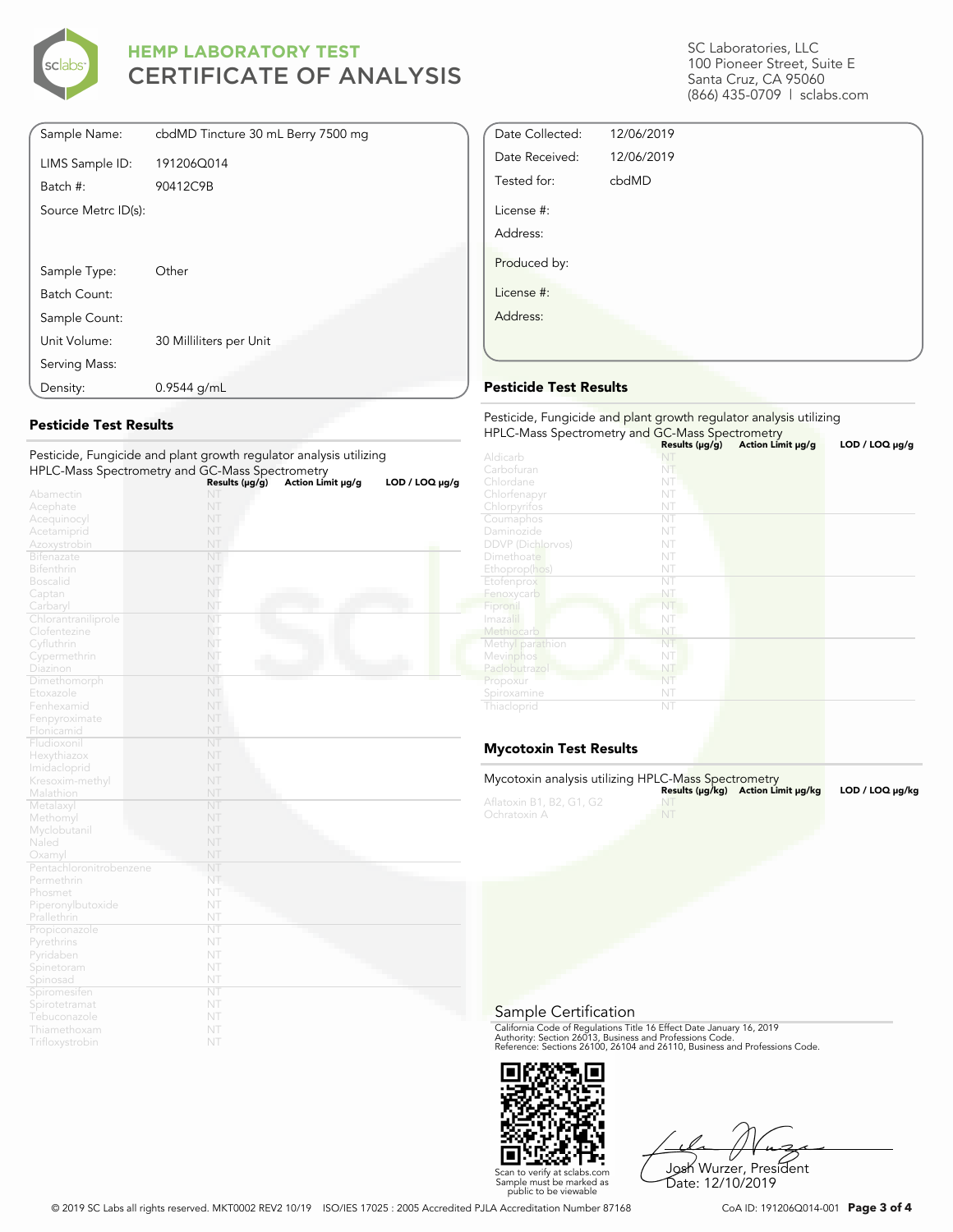# HEMP LABORATORY TEST
# CERTIFICATE OF ANALYSIS

SC Laboratories, LLC
100 Pioneer Street, Suite E
Santa Cruz, CA 95060
(866) 435-0709 | sclabs.com

| | |
|---|---|
| Sample Name: | cbdMD Tincture 30 mL Berry 7500 mg |
| LIMS Sample ID: | 191206Q014 |
| Batch #: | 90412C9B |
| Source Metrc ID(s): | |
| Sample Type: | Other |
| Batch Count: | |
| Sample Count: | |
| Unit Volume: | 30 Milliliters per Unit |
| Serving Mass: | |
| Density: | 0.9544 g/mL |

| | |
|---|---|
| Date Collected: | 12/06/2019 |
| Date Received: | 12/06/2019 |
| Tested for: | cbdMD |
| License #: | |
| Address: | |
| Produced by: | |
| License #: | |
| Address: | |

## Pesticide Test Results

Pesticide, Fungicide and plant growth regulator analysis utilizing HPLC-Mass Spectrometry and GC-Mass Spectrometry

| | Results (μg/g) | Action Limit μg/g | LOD / LOQ μg/g |
|---|---|---|---|
| Abamectin | NT | | |
| Acephate | NT | | |
| Acequinocyl | NT | | |
| Acetamiprid | NT | | |
| Azoxystrobin | NT | | |
| Bifenazate | NT | | |
| Bifenthrin | NT | | |
| Boscalid | NT | | |
| Captan | NT | | |
| Carbaryl | NT | | |
| Chlorantraniliprole | NT | | |
| Clofentezine | NT | | |
| Cyfluthrin | NT | | |
| Cypermethrin | NT | | |
| Diazinon | NT | | |
| Dimethomorph | NT | | |
| Etoxazole | NT | | |
| Fenhexamid | NT | | |
| Fenpyroximate | NT | | |
| Flonicamid | NT | | |
| Fludioxonil | NT | | |
| Hexythiazox | NT | | |
| Imidacloprid | NT | | |
| Kresoxim-methyl | NT | | |
| Malathion | NT | | |
| Metalaxyl | NT | | |
| Methomyl | NT | | |
| Myclobutanil | NT | | |
| Naled | NT | | |
| Oxamyl | NT | | |
| Pentachloronitrobenzene | NT | | |
| Permethrin | NT | | |
| Phosmet | NT | | |
| Piperonylbutoxide | NT | | |
| Prallethrin | NT | | |
| Propiconazole | NT | | |
| Pyrethrins | NT | | |
| Pyridaben | NT | | |
| Spinetoram | NT | | |
| Spinosad | NT | | |
| Spiromesifen | NT | | |
| Spirotetramat | NT | | |
| Tebuconazole | NT | | |
| Thiamethoxam | NT | | |
| Trifloxystrobin | NT | | |

## Pesticide Test Results

Pesticide, Fungicide and plant growth regulator analysis utilizing HPLC-Mass Spectrometry and GC-Mass Spectrometry

| | Results (μg/g) | Action Limit μg/g | LOD / LOQ μg/g |
|---|---|---|---|
| Aldicarb | NT | | |
| Carbofuran | NT | | |
| Chlordane | NT | | |
| Chlorfenapyr | NT | | |
| Chlorpyrifos | NT | | |
| Coumaphos | NT | | |
| Daminozide | NT | | |
| DDVP (Dichlorvos) | NT | | |
| Dimethoate | NT | | |
| Ethoprop(hos) | NT | | |
| Etofenprox | NT | | |
| Fenoxycarb | NT | | |
| Fipronil | NT | | |
| Imazalil | NT | | |
| Methiocarb | NT | | |
| Methyl parathion | NT | | |
| Mevinphos | NT | | |
| Paclobutrazol | NT | | |
| Propoxur | NT | | |
| Spiroxamine | NT | | |
| Thiacloprid | NT | | |

## Mycotoxin Test Results

Mycotoxin analysis utilizing HPLC-Mass Spectrometry

| | Results (μg/kg) | Action Limit μg/kg | LOD / LOQ μg/kg |
|---|---|---|---|
| Aflatoxin B1, B2, G1, G2 | NT | | |
| Ochratoxin A | NT | | |

## Sample Certification

California Code of Regulations Title 16 Effect Date January 16, 2019
Authority: Section 26013, Business and Professions Code.
Reference: Sections 26100, 26104 and 26110, Business and Professions Code.

Scan to verify at sclabs.com
Sample must be marked as public to be viewable

Josh Wurzer, President
Date: 12/10/2019

© 2019 SC Labs all rights reserved. MKT0002 REV2 10/19 ISO/IES 17025 : 2005 Accredited PJLA Accreditation Number 87168

CoA ID: 191206Q014-001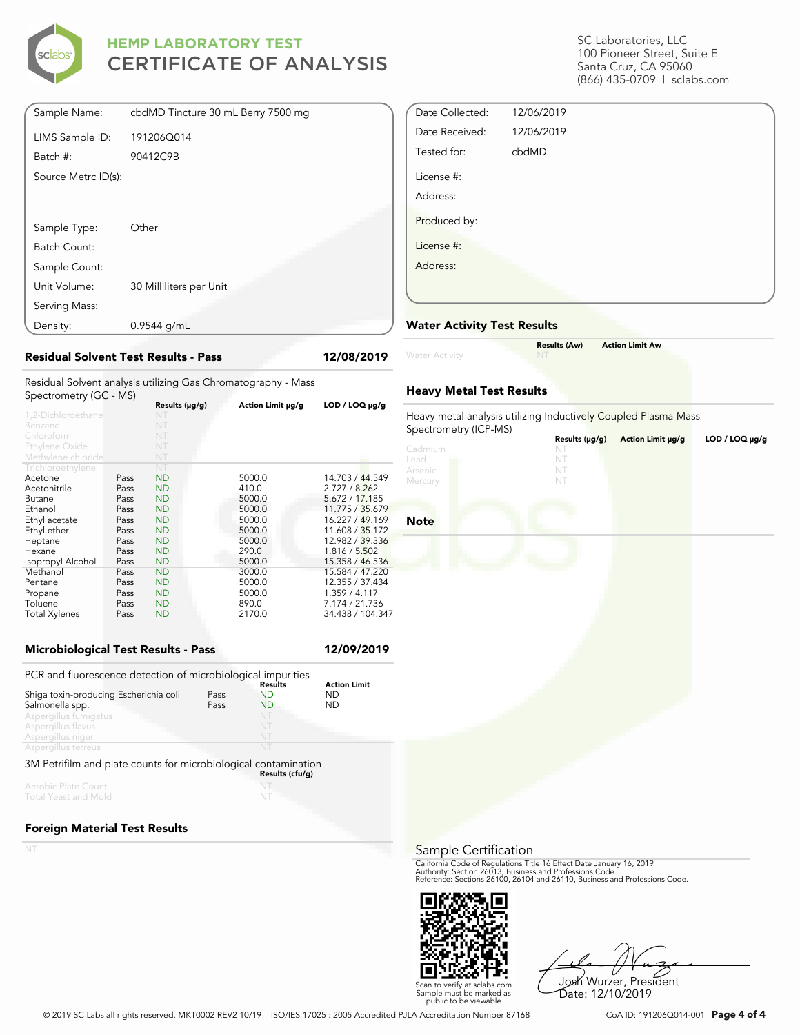# HEMP LABORATORY TEST
# CERTIFICATE OF ANALYSIS

SC Laboratories, LLC
100 Pioneer Street, Suite E
Santa Cruz, CA 95060
(866) 435-0709 | sclabs.com

| | |
|---|---|
| Sample Name: | cbdMD Tincture 30 mL Berry 7500 mg |
| LIMS Sample ID: | 191206Q014 |
| Batch #: | 90412C9B |
| Source Metrc ID(s): | |
| Sample Type: | Other |
| Batch Count: | |
| Sample Count: | |
| Unit Volume: | 30 Milliliters per Unit |
| Serving Mass: | |
| Density: | 0.9544 g/mL |

| | |
|---|---|
| Date Collected: | 12/06/2019 |
| Date Received: | 12/06/2019 |
| Tested for: | cbdMD |
| License #: | |
| Address: | |
| Produced by: | |
| License #: | |
| Address: | |

## Residual Solvent Test Results - Pass — 12/08/2019

Residual Solvent analysis utilizing Gas Chromatography - Mass Spectrometry (GC - MS)

| | | Results (µg/g) | Action Limit µg/g | LOD / LOQ µg/g |
|---|---|---|---|---|
| 1,2-Dichloroethane | | NT | | |
| Benzene | | NT | | |
| Chloroform | | NT | | |
| Ethylene Oxide | | NT | | |
| Methylene chloride | | NT | | |
| Trichloroethylene | | NT | | |
| Acetone | Pass | ND | 5000.0 | 14.703 / 44.549 |
| Acetonitrile | Pass | ND | 410.0 | 2.727 / 8.262 |
| Butane | Pass | ND | 5000.0 | 5.672 / 17.185 |
| Ethanol | Pass | ND | 5000.0 | 11.775 / 35.679 |
| Ethyl acetate | Pass | ND | 5000.0 | 16.227 / 49.169 |
| Ethyl ether | Pass | ND | 5000.0 | 11.608 / 35.172 |
| Heptane | Pass | ND | 5000.0 | 12.982 / 39.336 |
| Hexane | Pass | ND | 290.0 | 1.816 / 5.502 |
| Isopropyl Alcohol | Pass | ND | 5000.0 | 15.358 / 46.536 |
| Methanol | Pass | ND | 3000.0 | 15.584 / 47.220 |
| Pentane | Pass | ND | 5000.0 | 12.355 / 37.434 |
| Propane | Pass | ND | 5000.0 | 1.359 / 4.117 |
| Toluene | Pass | ND | 890.0 | 7.174 / 21.736 |
| Total Xylenes | Pass | ND | 2170.0 | 34.438 / 104.347 |

## Microbiological Test Results - Pass — 12/09/2019

PCR and fluorescence detection of microbiological impurities

| | | Results | Action Limit |
|---|---|---|---|
| Shiga toxin-producing Escherichia coli | Pass | ND | ND |
| Salmonella spp. | Pass | ND | ND |
| Aspergillus fumigatus | | NT | |
| Aspergillus flavus | | NT | |
| Aspergillus niger | | NT | |
| Aspergillus terreus | | NT | |

3M Petrifilm and plate counts for microbiological contamination

| | Results (cfu/g) |
|---|---|
| Aerobic Plate Count | NT |
| Total Yeast and Mold | NT |

## Foreign Material Test Results

NT

## Water Activity Test Results

| | Results (Aw) | Action Limit Aw |
|---|---|---|
| Water Activity | NT | |

## Heavy Metal Test Results

Heavy metal analysis utilizing Inductively Coupled Plasma Mass Spectrometry (ICP-MS)

| | Results (µg/g) | Action Limit µg/g | LOD / LOQ µg/g |
|---|---|---|---|
| Cadmium | NT | | |
| Lead | NT | | |
| Arsenic | NT | | |
| Mercury | NT | | |

## Note

## Sample Certification

California Code of Regulations Title 16 Effect Date January 16, 2019
Authority: Section 26013, Business and Professions Code.
Reference: Sections 26100, 26104 and 26110, Business and Professions Code.

Scan to verify at sclabs.com
Sample must be marked as public to be viewable

Josh Wurzer, President
Date: 12/10/2019

© 2019 SC Labs all rights reserved. MKT0002 REV2 10/19 ISO/IES 17025 : 2005 Accredited PJLA Accreditation Number 87168

CoA ID: 191206Q014-001